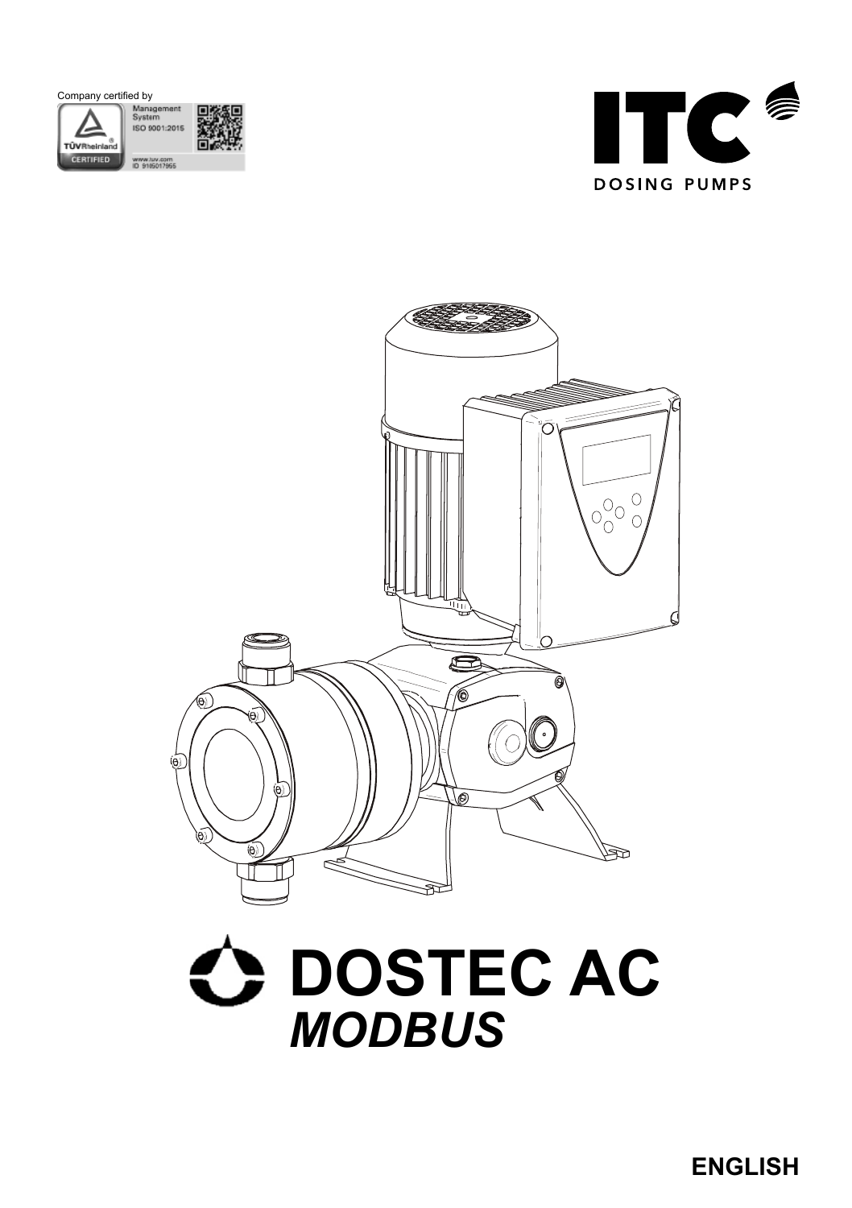Company certified by

Management System ISO 9001:2015

www.tuv.com ID 9105017965

ITC

DOSING PUMPS

# DOSTEC AC

## *MODBUS*

**ENGLISH**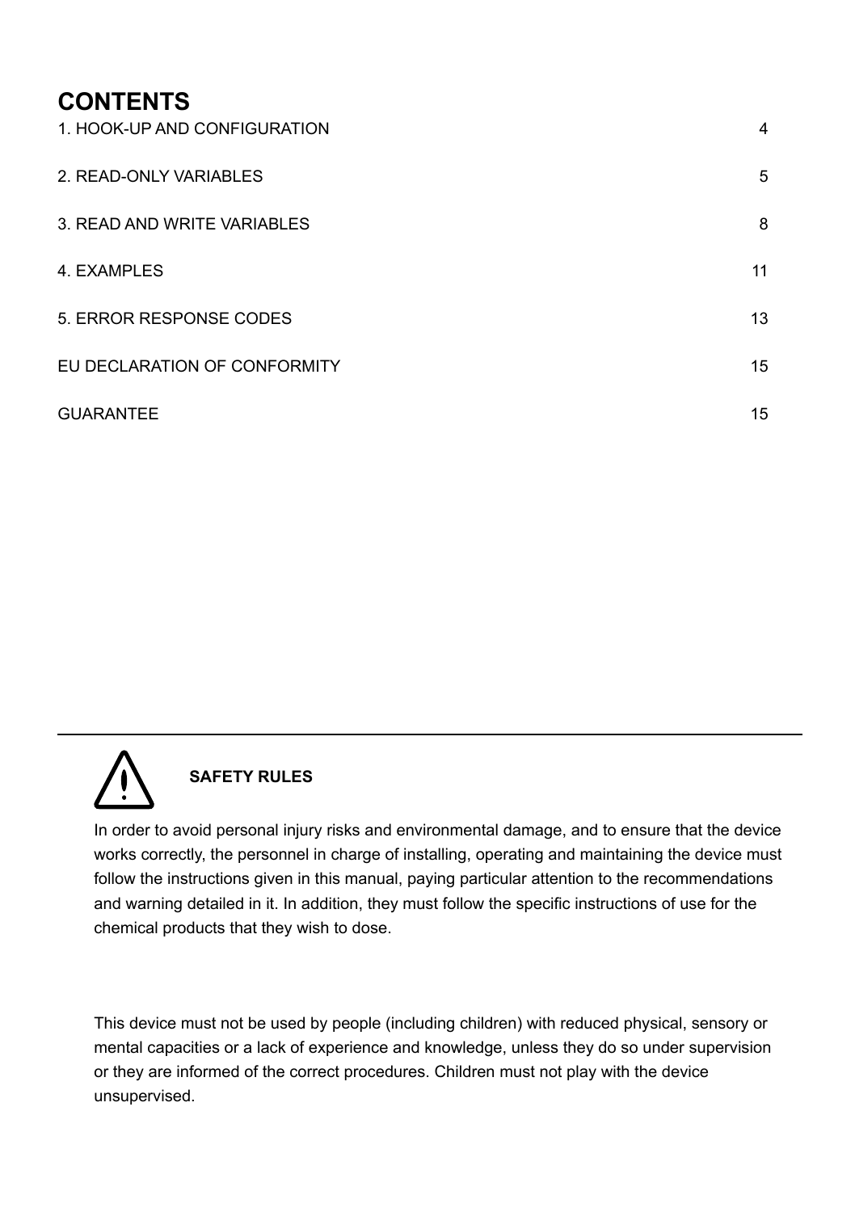# CONTENTS

| | |
|---|---|
| 1. HOOK-UP AND CONFIGURATION | 4 |
| 2. READ-ONLY VARIABLES | 5 |
| 3. READ AND WRITE VARIABLES | 8 |
| 4. EXAMPLES | 11 |
| 5. ERROR RESPONSE CODES | 13 |
| EU DECLARATION OF CONFORMITY | 15 |
| GUARANTEE | 15 |

---

**SAFETY RULES**

In order to avoid personal injury risks and environmental damage, and to ensure that the device works correctly, the personnel in charge of installing, operating and maintaining the device must follow the instructions given in this manual, paying particular attention to the recommendations and warning detailed in it. In addition, they must follow the specific instructions of use for the chemical products that they wish to dose.

This device must not be used by people (including children) with reduced physical, sensory or mental capacities or a lack of experience and knowledge, unless they do so under supervision or they are informed of the correct procedures. Children must not play with the device unsupervised.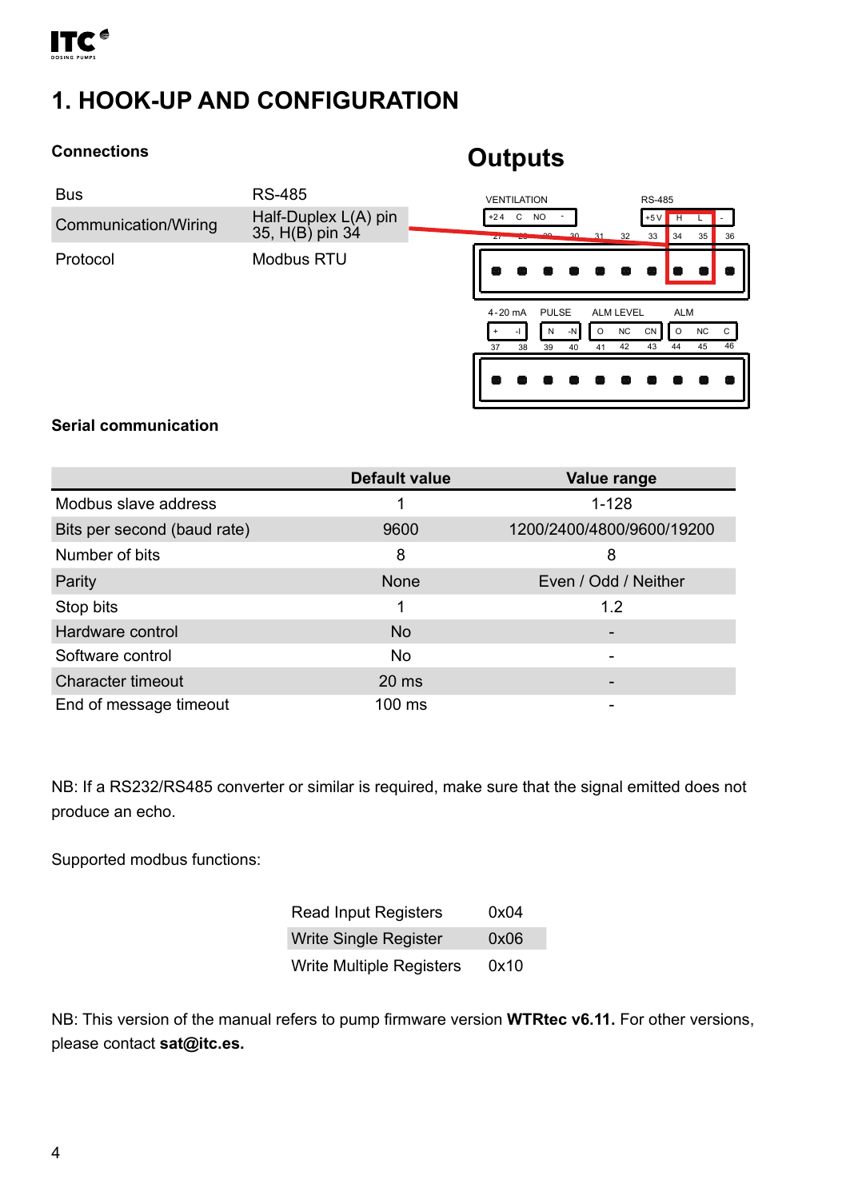# 1. HOOK-UP AND CONFIGURATION

## Connections

| | |
|---|---|
| Bus | RS-485 |
| Communication/Wiring | Half-Duplex L(A) pin 35, H(B) pin 34 |
| Protocol | Modbus RTU |

## Outputs

VENTILATION: +24, C, NO, - (27, 28, 29, 30)

RS-485: +5V, H, L, - (33, 34, 35, 36)

4-20 mA: +, -I (37, 38)

PULSE: N, -N (39, 40)

ALM LEVEL: O, NC, CN (41, 42, 43)

ALM: O, NC, C (44, 45, 46)

## Serial communication

| | Default value | Value range |
|---|---|---|
| Modbus slave address | 1 | 1-128 |
| Bits per second (baud rate) | 9600 | 1200/2400/4800/9600/19200 |
| Number of bits | 8 | 8 |
| Parity | None | Even / Odd / Neither |
| Stop bits | 1 | 1.2 |
| Hardware control | No | - |
| Software control | No | - |
| Character timeout | 20 ms | - |
| End of message timeout | 100 ms | - |

NB: If a RS232/RS485 converter or similar is required, make sure that the signal emitted does not produce an echo.

Supported modbus functions:

| | |
|---|---|
| Read Input Registers | 0x04 |
| Write Single Register | 0x06 |
| Write Multiple Registers | 0x10 |

NB: This version of the manual refers to pump firmware version **WTRtec v6.11.** For other versions, please contact **sat@itc.es.**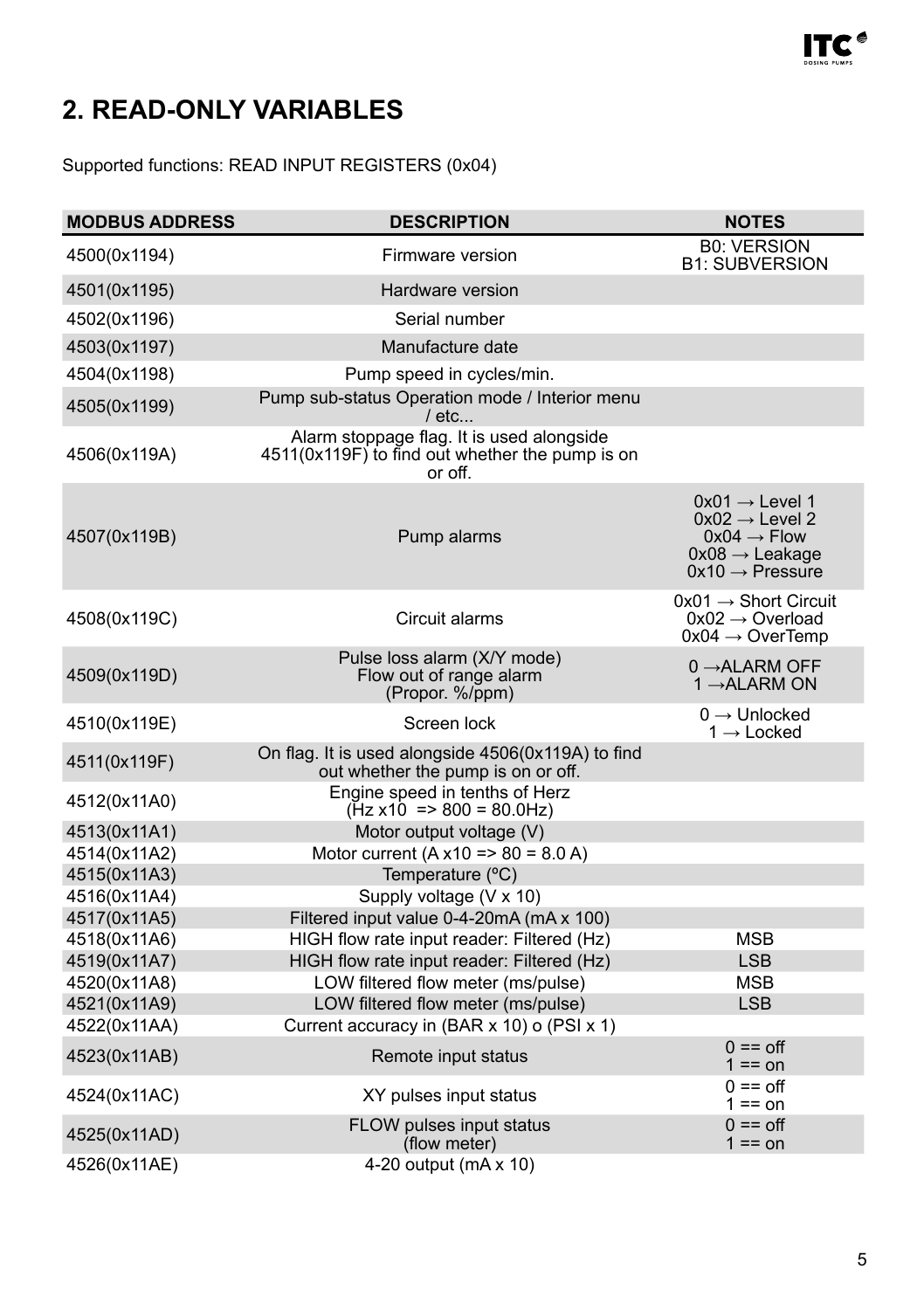## 2. READ-ONLY VARIABLES

Supported functions: READ INPUT REGISTERS (0x04)

| MODBUS ADDRESS | DESCRIPTION | NOTES |
| --- | --- | --- |
| 4500(0x1194) | Firmware version | B0: VERSION<br>B1: SUBVERSION |
| 4501(0x1195) | Hardware version | |
| 4502(0x1196) | Serial number | |
| 4503(0x1197) | Manufacture date | |
| 4504(0x1198) | Pump speed in cycles/min. | |
| 4505(0x1199) | Pump sub-status Operation mode / Interior menu / etc... | |
| 4506(0x119A) | Alarm stoppage flag. It is used alongside 4511(0x119F) to find out whether the pump is on or off. | |
| 4507(0x119B) | Pump alarms | 0x01 → Level 1<br>0x02 → Level 2<br>0x04 → Flow<br>0x08 → Leakage<br>0x10 → Pressure |
| 4508(0x119C) | Circuit alarms | 0x01 → Short Circuit<br>0x02 → Overload<br>0x04 → OverTemp |
| 4509(0x119D) | Pulse loss alarm (X/Y mode)<br>Flow out of range alarm<br>(Propor. %/ppm) | 0 →ALARM OFF<br>1 →ALARM ON |
| 4510(0x119E) | Screen lock | 0 → Unlocked<br>1 → Locked |
| 4511(0x119F) | On flag. It is used alongside 4506(0x119A) to find out whether the pump is on or off. | |
| 4512(0x11A0) | Engine speed in tenths of Herz<br>(Hz x10 => 800 = 80.0Hz) | |
| 4513(0x11A1) | Motor output voltage (V) | |
| 4514(0x11A2) | Motor current (A x10 => 80 = 8.0 A) | |
| 4515(0x11A3) | Temperature (ºC) | |
| 4516(0x11A4) | Supply voltage (V x 10) | |
| 4517(0x11A5) | Filtered input value 0-4-20mA (mA x 100) | |
| 4518(0x11A6) | HIGH flow rate input reader: Filtered (Hz) | MSB |
| 4519(0x11A7) | HIGH flow rate input reader: Filtered (Hz) | LSB |
| 4520(0x11A8) | LOW filtered flow meter (ms/pulse) | MSB |
| 4521(0x11A9) | LOW filtered flow meter (ms/pulse) | LSB |
| 4522(0x11AA) | Current accuracy in (BAR x 10) o (PSI x 1) | |
| 4523(0x11AB) | Remote input status | 0 == off<br>1 == on |
| 4524(0x11AC) | XY pulses input status | 0 == off<br>1 == on |
| 4525(0x11AD) | FLOW pulses input status<br>(flow meter) | 0 == off<br>1 == on |
| 4526(0x11AE) | 4-20 output (mA x 10) | |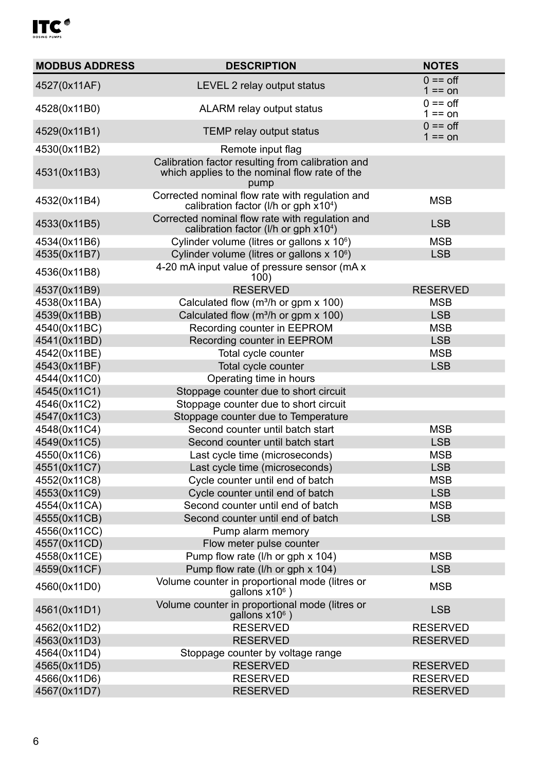| MODBUS ADDRESS | DESCRIPTION | NOTES |
|---|---|---|
| 4527(0x11AF) | LEVEL 2 relay output status | 0 == off<br>1 == on |
| 4528(0x11B0) | ALARM relay output status | 0 == off<br>1 == on |
| 4529(0x11B1) | TEMP relay output status | 0 == off<br>1 == on |
| 4530(0x11B2) | Remote input flag | |
| 4531(0x11B3) | Calibration factor resulting from calibration and which applies to the nominal flow rate of the pump | |
| 4532(0x11B4) | Corrected nominal flow rate with regulation and calibration factor (l/h or gph $x10^4$) | MSB |
| 4533(0x11B5) | Corrected nominal flow rate with regulation and calibration factor (l/h or gph $x10^4$) | LSB |
| 4534(0x11B6) | Cylinder volume (litres or gallons x $10^6$) | MSB |
| 4535(0x11B7) | Cylinder volume (litres or gallons x $10^6$) | LSB |
| 4536(0x11B8) | 4-20 mA input value of pressure sensor (mA x 100) | |
| 4537(0x11B9) | RESERVED | RESERVED |
| 4538(0x11BA) | Calculated flow ($m^3$/h or gpm x 100) | MSB |
| 4539(0x11BB) | Calculated flow ($m^3$/h or gpm x 100) | LSB |
| 4540(0x11BC) | Recording counter in EEPROM | MSB |
| 4541(0x11BD) | Recording counter in EEPROM | LSB |
| 4542(0x11BE) | Total cycle counter | MSB |
| 4543(0x11BF) | Total cycle counter | LSB |
| 4544(0x11C0) | Operating time in hours | |
| 4545(0x11C1) | Stoppage counter due to short circuit | |
| 4546(0x11C2) | Stoppage counter due to short circuit | |
| 4547(0x11C3) | Stoppage counter due to Temperature | |
| 4548(0x11C4) | Second counter until batch start | MSB |
| 4549(0x11C5) | Second counter until batch start | LSB |
| 4550(0x11C6) | Last cycle time (microseconds) | MSB |
| 4551(0x11C7) | Last cycle time (microseconds) | LSB |
| 4552(0x11C8) | Cycle counter until end of batch | MSB |
| 4553(0x11C9) | Cycle counter until end of batch | LSB |
| 4554(0x11CA) | Second counter until end of batch | MSB |
| 4555(0x11CB) | Second counter until end of batch | LSB |
| 4556(0x11CC) | Pump alarm memory | |
| 4557(0x11CD) | Flow meter pulse counter | |
| 4558(0x11CE) | Pump flow rate (l/h or gph x 104) | MSB |
| 4559(0x11CF) | Pump flow rate (l/h or gph x 104) | LSB |
| 4560(0x11D0) | Volume counter in proportional mode (litres or gallons $x10^6$ ) | MSB |
| 4561(0x11D1) | Volume counter in proportional mode (litres or gallons $x10^6$ ) | LSB |
| 4562(0x11D2) | RESERVED | RESERVED |
| 4563(0x11D3) | RESERVED | RESERVED |
| 4564(0x11D4) | Stoppage counter by voltage range | |
| 4565(0x11D5) | RESERVED | RESERVED |
| 4566(0x11D6) | RESERVED | RESERVED |
| 4567(0x11D7) | RESERVED | RESERVED |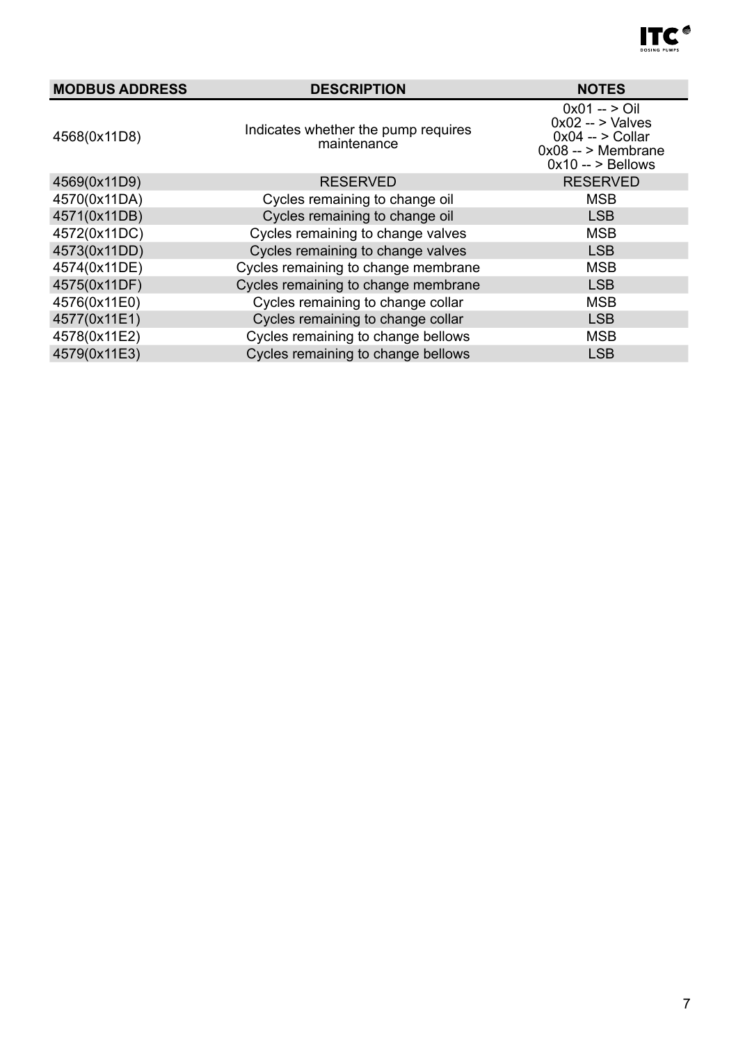| MODBUS ADDRESS | DESCRIPTION | NOTES |
|---|---|---|
| 4568(0x11D8) | Indicates whether the pump requires maintenance | 0x01 -- > Oil<br>0x02 -- > Valves<br>0x04 -- > Collar<br>0x08 -- > Membrane<br>0x10 -- > Bellows |
| 4569(0x11D9) | RESERVED | RESERVED |
| 4570(0x11DA) | Cycles remaining to change oil | MSB |
| 4571(0x11DB) | Cycles remaining to change oil | LSB |
| 4572(0x11DC) | Cycles remaining to change valves | MSB |
| 4573(0x11DD) | Cycles remaining to change valves | LSB |
| 4574(0x11DE) | Cycles remaining to change membrane | MSB |
| 4575(0x11DF) | Cycles remaining to change membrane | LSB |
| 4576(0x11E0) | Cycles remaining to change collar | MSB |
| 4577(0x11E1) | Cycles remaining to change collar | LSB |
| 4578(0x11E2) | Cycles remaining to change bellows | MSB |
| 4579(0x11E3) | Cycles remaining to change bellows | LSB |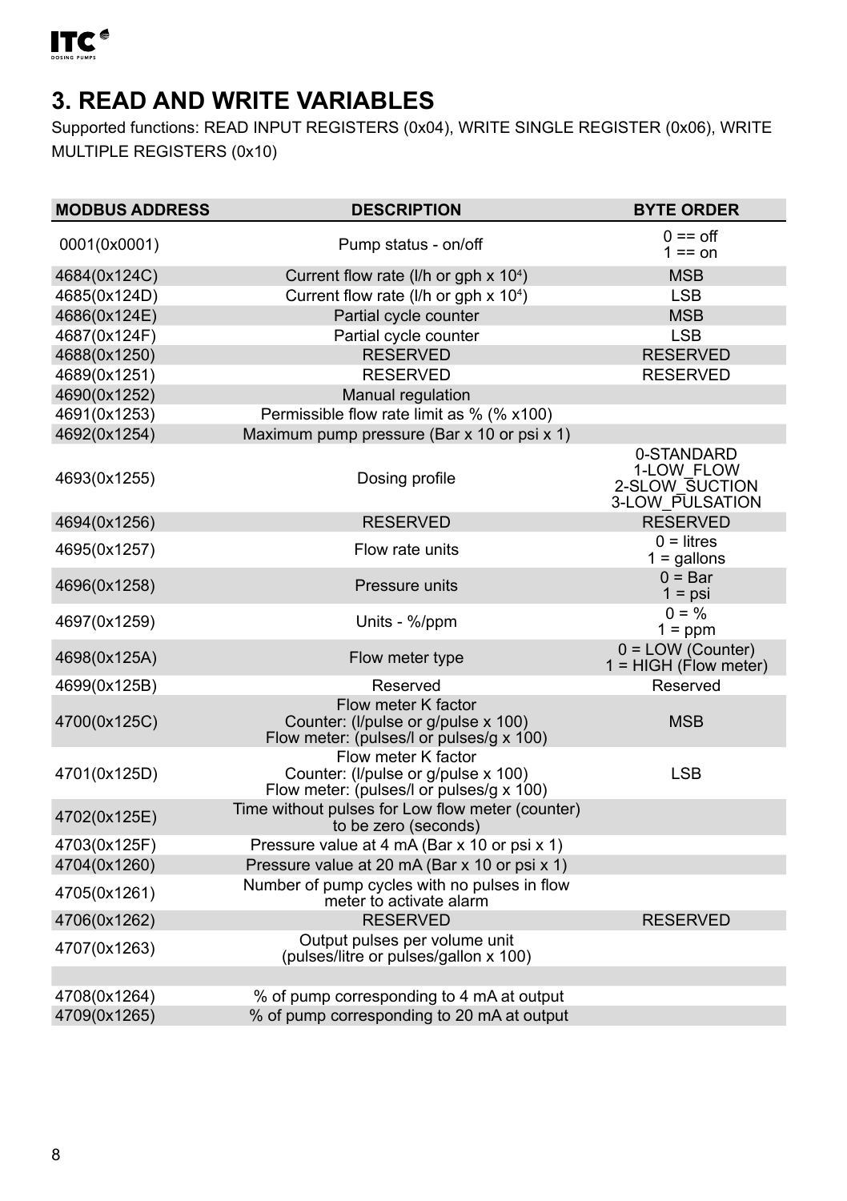## 3. READ AND WRITE VARIABLES

Supported functions: READ INPUT REGISTERS (0x04), WRITE SINGLE REGISTER (0x06), WRITE MULTIPLE REGISTERS (0x10)

| MODBUS ADDRESS | DESCRIPTION | BYTE ORDER |
|---|---|---|
| 0001(0x0001) | Pump status - on/off | 0 == off<br>1 == on |
| 4684(0x124C) | Current flow rate (l/h or gph x $10^4$) | MSB |
| 4685(0x124D) | Current flow rate (l/h or gph x $10^4$) | LSB |
| 4686(0x124E) | Partial cycle counter | MSB |
| 4687(0x124F) | Partial cycle counter | LSB |
| 4688(0x1250) | RESERVED | RESERVED |
| 4689(0x1251) | RESERVED | RESERVED |
| 4690(0x1252) | Manual regulation | |
| 4691(0x1253) | Permissible flow rate limit as % (% x100) | |
| 4692(0x1254) | Maximum pump pressure (Bar x 10 or psi x 1) | |
| 4693(0x1255) | Dosing profile | 0-STANDARD<br>1-LOW_FLOW<br>2-SLOW_SUCTION<br>3-LOW_PULSATION |
| 4694(0x1256) | RESERVED | RESERVED |
| 4695(0x1257) | Flow rate units | 0 = litres<br>1 = gallons |
| 4696(0x1258) | Pressure units | 0 = Bar<br>1 = psi |
| 4697(0x1259) | Units - %/ppm | 0 = %<br>1 = ppm |
| 4698(0x125A) | Flow meter type | 0 = LOW (Counter)<br>1 = HIGH (Flow meter) |
| 4699(0x125B) | Reserved | Reserved |
| 4700(0x125C) | Flow meter K factor<br>Counter: (l/pulse or g/pulse x 100)<br>Flow meter: (pulses/l or pulses/g x 100) | MSB |
| 4701(0x125D) | Flow meter K factor<br>Counter: (l/pulse or g/pulse x 100)<br>Flow meter: (pulses/l or pulses/g x 100) | LSB |
| 4702(0x125E) | Time without pulses for Low flow meter (counter) to be zero (seconds) | |
| 4703(0x125F) | Pressure value at 4 mA (Bar x 10 or psi x 1) | |
| 4704(0x1260) | Pressure value at 20 mA (Bar x 10 or psi x 1) | |
| 4705(0x1261) | Number of pump cycles with no pulses in flow meter to activate alarm | |
| 4706(0x1262) | RESERVED | RESERVED |
| 4707(0x1263) | Output pulses per volume unit<br>(pulses/litre or pulses/gallon x 100) | |
| | | |
| 4708(0x1264) | % of pump corresponding to 4 mA at output | |
| 4709(0x1265) | % of pump corresponding to 20 mA at output | |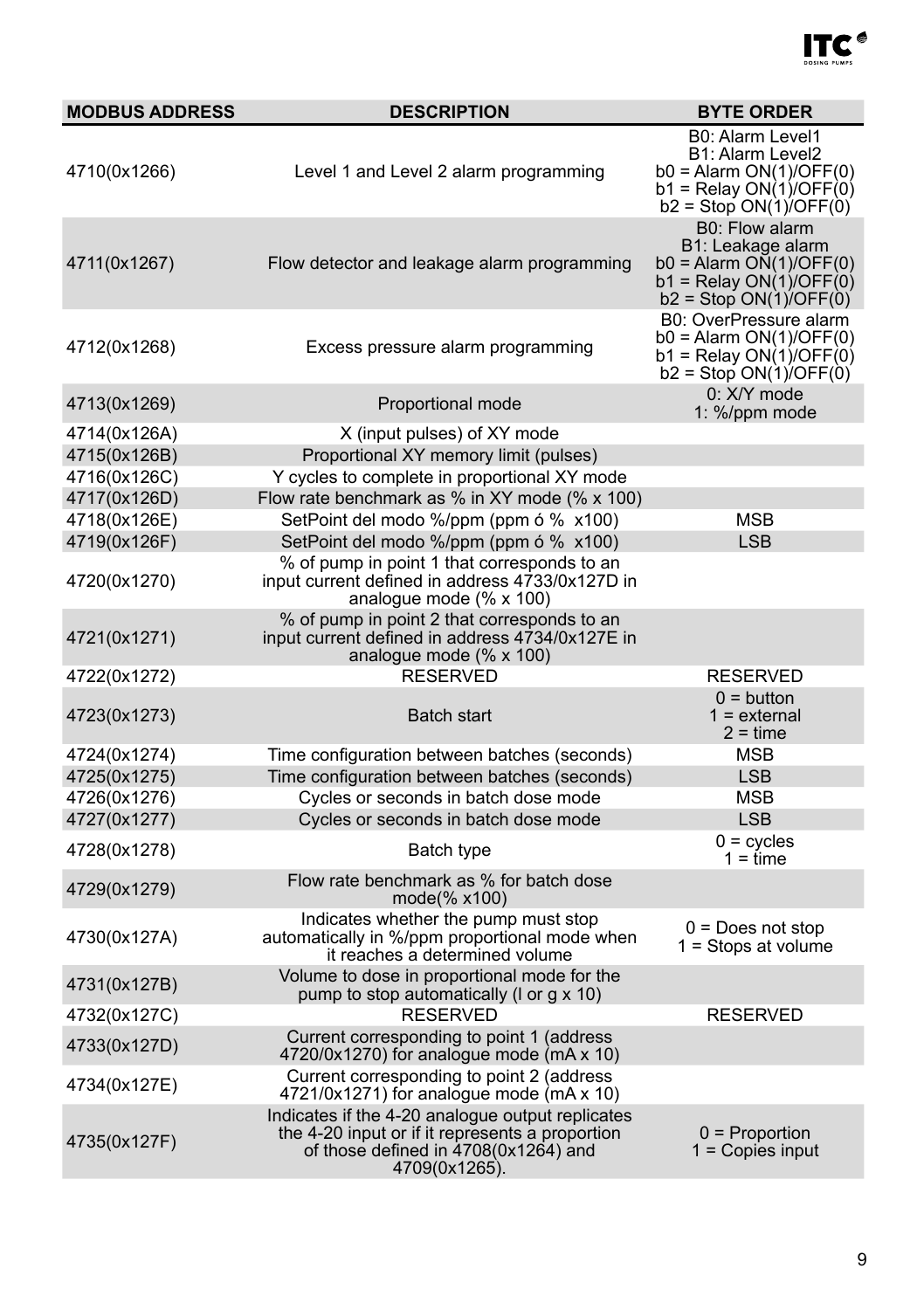| MODBUS ADDRESS | DESCRIPTION | BYTE ORDER |
|---|---|---|
| 4710(0x1266) | Level 1 and Level 2 alarm programming | B0: Alarm Level1<br>B1: Alarm Level2<br>b0 = Alarm ON(1)/OFF(0)<br>b1 = Relay ON(1)/OFF(0)<br>b2 = Stop ON(1)/OFF(0) |
| 4711(0x1267) | Flow detector and leakage alarm programming | B0: Flow alarm<br>B1: Leakage alarm<br>b0 = Alarm ON(1)/OFF(0)<br>b1 = Relay ON(1)/OFF(0)<br>b2 = Stop ON(1)/OFF(0) |
| 4712(0x1268) | Excess pressure alarm programming | B0: OverPressure alarm<br>b0 = Alarm ON(1)/OFF(0)<br>b1 = Relay ON(1)/OFF(0)<br>b2 = Stop ON(1)/OFF(0) |
| 4713(0x1269) | Proportional mode | 0: X/Y mode<br>1: %/ppm mode |
| 4714(0x126A) | X (input pulses) of XY mode | |
| 4715(0x126B) | Proportional XY memory limit (pulses) | |
| 4716(0x126C) | Y cycles to complete in proportional XY mode | |
| 4717(0x126D) | Flow rate benchmark as % in XY mode (% x 100) | |
| 4718(0x126E) | SetPoint del modo %/ppm (ppm ó % x100) | MSB |
| 4719(0x126F) | SetPoint del modo %/ppm (ppm ó % x100) | LSB |
| 4720(0x1270) | % of pump in point 1 that corresponds to an input current defined in address 4733/0x127D in analogue mode (% x 100) | |
| 4721(0x1271) | % of pump in point 2 that corresponds to an input current defined in address 4734/0x127E in analogue mode (% x 100) | |
| 4722(0x1272) | RESERVED | RESERVED |
| 4723(0x1273) | Batch start | 0 = button<br>1 = external<br>2 = time |
| 4724(0x1274) | Time configuration between batches (seconds) | MSB |
| 4725(0x1275) | Time configuration between batches (seconds) | LSB |
| 4726(0x1276) | Cycles or seconds in batch dose mode | MSB |
| 4727(0x1277) | Cycles or seconds in batch dose mode | LSB |
| 4728(0x1278) | Batch type | 0 = cycles<br>1 = time |
| 4729(0x1279) | Flow rate benchmark as % for batch dose mode(% x100) | |
| 4730(0x127A) | Indicates whether the pump must stop automatically in %/ppm proportional mode when it reaches a determined volume | 0 = Does not stop<br>1 = Stops at volume |
| 4731(0x127B) | Volume to dose in proportional mode for the pump to stop automatically (l or g x 10) | |
| 4732(0x127C) | RESERVED | RESERVED |
| 4733(0x127D) | Current corresponding to point 1 (address 4720/0x1270) for analogue mode (mA x 10) | |
| 4734(0x127E) | Current corresponding to point 2 (address 4721/0x1271) for analogue mode (mA x 10) | |
| 4735(0x127F) | Indicates if the 4-20 analogue output replicates the 4-20 input or if it represents a proportion of those defined in 4708(0x1264) and 4709(0x1265). | 0 = Proportion<br>1 = Copies input |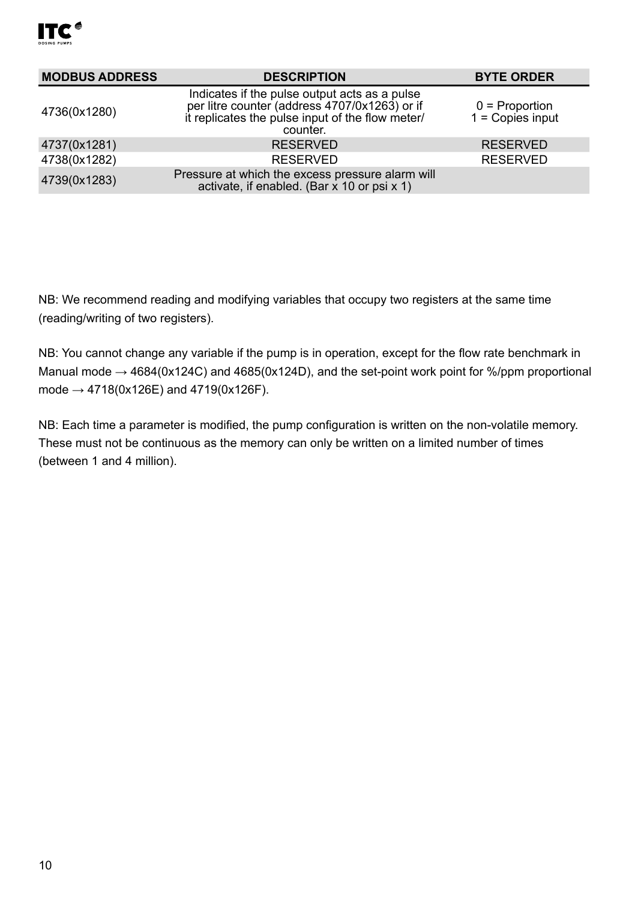| MODBUS ADDRESS | DESCRIPTION | BYTE ORDER |
|---|---|---|
| 4736(0x1280) | Indicates if the pulse output acts as a pulse per litre counter (address 4707/0x1263) or if it replicates the pulse input of the flow meter/ counter. | 0 = Proportion<br>1 = Copies input |
| 4737(0x1281) | RESERVED | RESERVED |
| 4738(0x1282) | RESERVED | RESERVED |
| 4739(0x1283) | Pressure at which the excess pressure alarm will activate, if enabled. (Bar x 10 or psi x 1) | |

NB: We recommend reading and modifying variables that occupy two registers at the same time (reading/writing of two registers).

NB: You cannot change any variable if the pump is in operation, except for the flow rate benchmark in Manual mode → 4684(0x124C) and 4685(0x124D), and the set-point work point for %/ppm proportional mode → 4718(0x126E) and 4719(0x126F).

NB: Each time a parameter is modified, the pump configuration is written on the non-volatile memory. These must not be continuous as the memory can only be written on a limited number of times (between 1 and 4 million).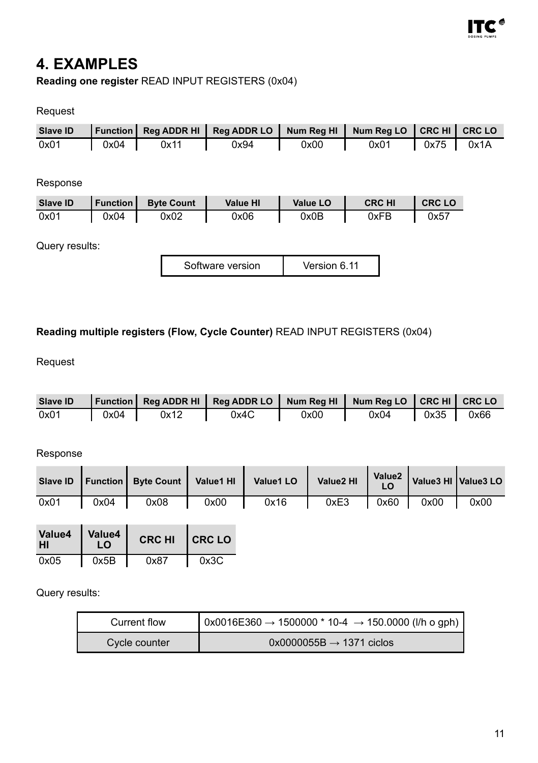# 4. EXAMPLES

**Reading one register** READ INPUT REGISTERS (0x04)

Request

| Slave ID | Function | Reg ADDR HI | Reg ADDR LO | Num Reg HI | Num Reg LO | CRC HI | CRC LO |
|---|---|---|---|---|---|---|---|
| 0x01 | 0x04 | 0x11 | 0x94 | 0x00 | 0x01 | 0x75 | 0x1A |

Response

| Slave ID | Function | Byte Count | Value HI | Value LO | CRC HI | CRC LO |
|---|---|---|---|---|---|---|
| 0x01 | 0x04 | 0x02 | 0x06 | 0x0B | 0xFB | 0x57 |

Query results:

| Software version | Version 6.11 |
|---|---|

**Reading multiple registers (Flow, Cycle Counter)** READ INPUT REGISTERS (0x04)

Request

| Slave ID | Function | Reg ADDR HI | Reg ADDR LO | Num Reg HI | Num Reg LO | CRC HI | CRC LO |
|---|---|---|---|---|---|---|---|
| 0x01 | 0x04 | 0x12 | 0x4C | 0x00 | 0x04 | 0x35 | 0x66 |

Response

| Slave ID | Function | Byte Count | Value1 HI | Value1 LO | Value2 HI | Value2 LO | Value3 HI | Value3 LO |
|---|---|---|---|---|---|---|---|---|
| 0x01 | 0x04 | 0x08 | 0x00 | 0x16 | 0xE3 | 0x60 | 0x00 | 0x00 |

| Value4 HI | Value4 LO | CRC HI | CRC LO |
|---|---|---|---|
| 0x05 | 0x5B | 0x87 | 0x3C |

Query results:

| Current flow | 0x0016E360 → 1500000 * 10-4 → 150.0000 (l/h o gph) |
|---|---|
| Cycle counter | 0x0000055B → 1371 ciclos |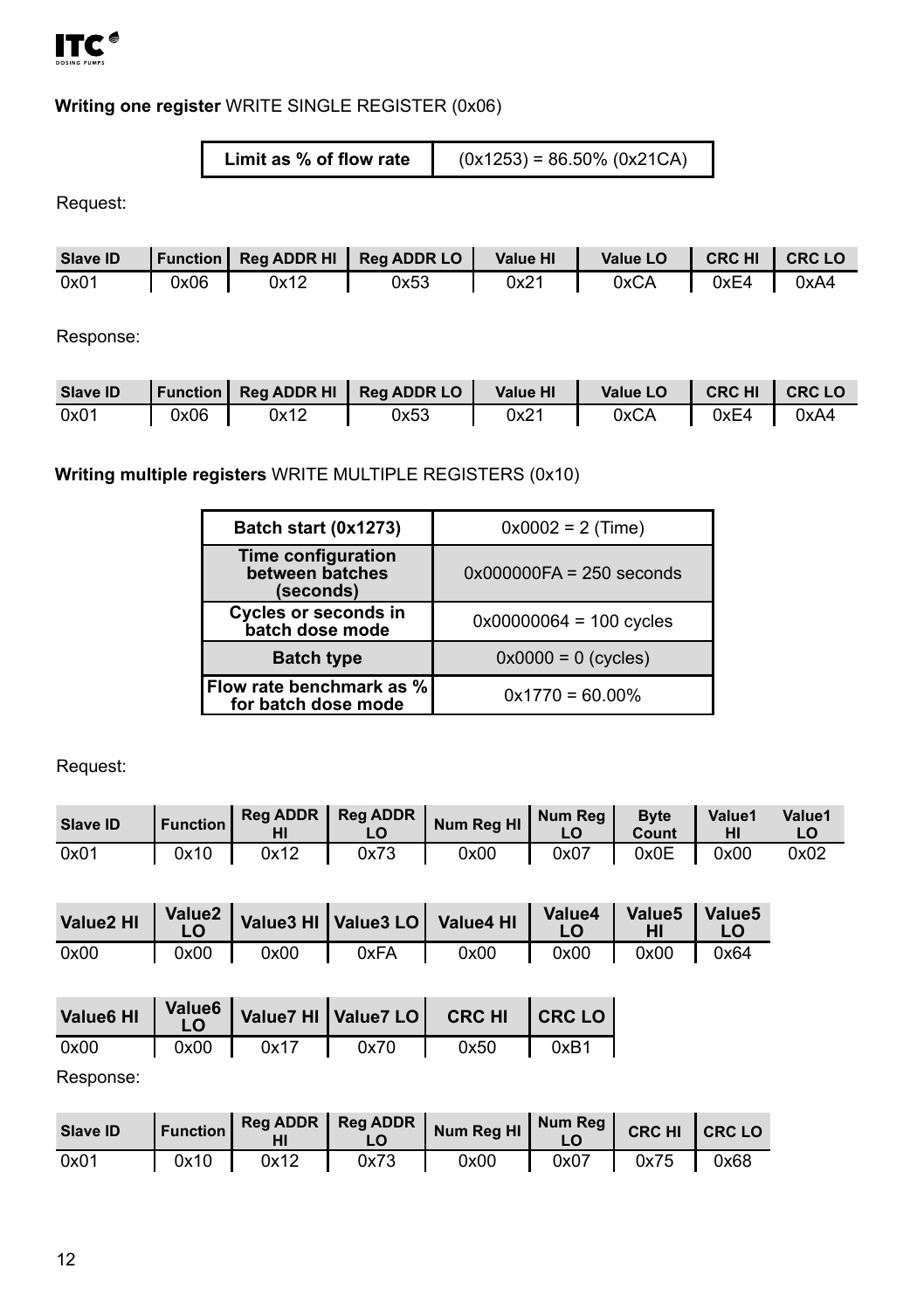**Writing one register** WRITE SINGLE REGISTER (0x06)

| Limit as % of flow rate | (0x1253) = 86.50% (0x21CA) |
|---|---|

Request:

| Slave ID | Function | Reg ADDR HI | Reg ADDR LO | Value HI | Value LO | CRC HI | CRC LO |
|---|---|---|---|---|---|---|---|
| 0x01 | 0x06 | 0x12 | 0x53 | 0x21 | 0xCA | 0xE4 | 0xA4 |

Response:

| Slave ID | Function | Reg ADDR HI | Reg ADDR LO | Value HI | Value LO | CRC HI | CRC LO |
|---|---|---|---|---|---|---|---|
| 0x01 | 0x06 | 0x12 | 0x53 | 0x21 | 0xCA | 0xE4 | 0xA4 |

**Writing multiple registers** WRITE MULTIPLE REGISTERS (0x10)

| Batch start (0x1273) | 0x0002 = 2 (Time) |
|---|---|
| Time configuration between batches (seconds) | 0x000000FA = 250 seconds |
| Cycles or seconds in batch dose mode | 0x00000064 = 100 cycles |
| Batch type | 0x0000 = 0 (cycles) |
| Flow rate benchmark as % for batch dose mode | 0x1770 = 60.00% |

Request:

| Slave ID | Function | Reg ADDR HI | Reg ADDR LO | Num Reg HI | Num Reg LO | Byte Count | Value1 HI | Value1 LO |
|---|---|---|---|---|---|---|---|---|
| 0x01 | 0x10 | 0x12 | 0x73 | 0x00 | 0x07 | 0x0E | 0x00 | 0x02 |

| Value2 HI | Value2 LO | Value3 HI | Value3 LO | Value4 HI | Value4 LO | Value5 HI | Value5 LO |
|---|---|---|---|---|---|---|---|
| 0x00 | 0x00 | 0x00 | 0xFA | 0x00 | 0x00 | 0x00 | 0x64 |

| Value6 HI | Value6 LO | Value7 HI | Value7 LO | CRC HI | CRC LO |
|---|---|---|---|---|---|
| 0x00 | 0x00 | 0x17 | 0x70 | 0x50 | 0xB1 |

Response:

| Slave ID | Function | Reg ADDR HI | Reg ADDR LO | Num Reg HI | Num Reg LO | CRC HI | CRC LO |
|---|---|---|---|---|---|---|---|
| 0x01 | 0x10 | 0x12 | 0x73 | 0x00 | 0x07 | 0x75 | 0x68 |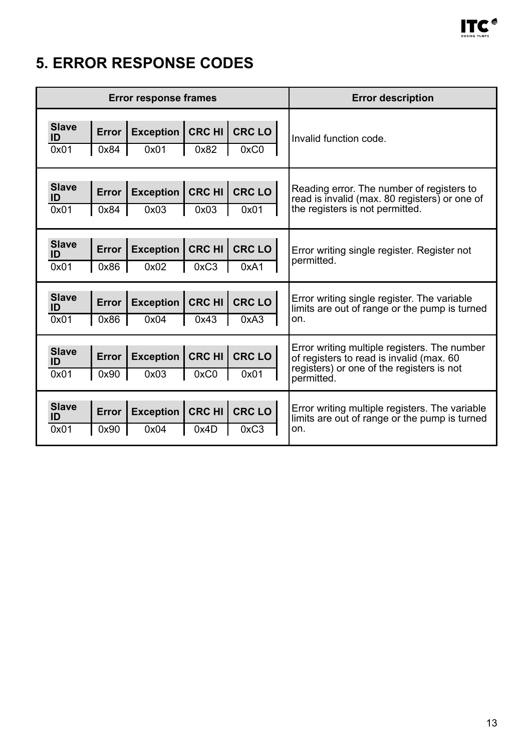## 5. ERROR RESPONSE CODES

| Slave ID | Error | Exception | CRC HI | CRC LO | Error description |
|---|---|---|---|---|---|
| 0x01 | 0x84 | 0x01 | 0x82 | 0xC0 | Invalid function code. |
| 0x01 | 0x84 | 0x03 | 0x03 | 0x01 | Reading error. The number of registers to read is invalid (max. 80 registers) or one of the registers is not permitted. |
| 0x01 | 0x86 | 0x02 | 0xC3 | 0xA1 | Error writing single register. Register not permitted. |
| 0x01 | 0x86 | 0x04 | 0x43 | 0xA3 | Error writing single register. The variable limits are out of range or the pump is turned on. |
| 0x01 | 0x90 | 0x03 | 0xC0 | 0x01 | Error writing multiple registers. The number of registers to read is invalid (max. 60 registers) or one of the registers is not permitted. |
| 0x01 | 0x90 | 0x04 | 0x4D | 0xC3 | Error writing multiple registers. The variable limits are out of range or the pump is turned on. |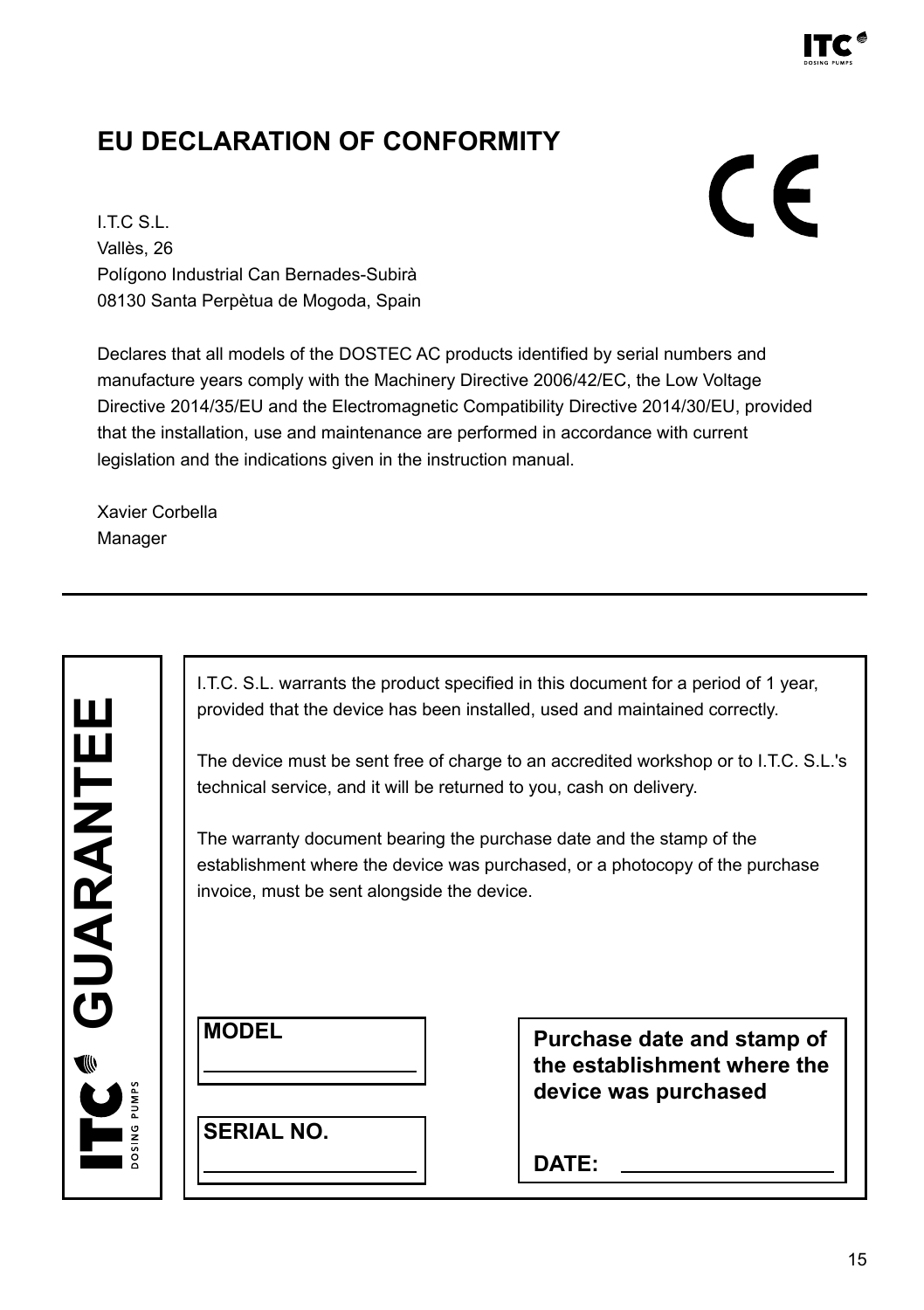# EU DECLARATION OF CONFORMITY

I.T.C S.L.
Vallès, 26
Polígono Industrial Can Bernades-Subirà
08130 Santa Perpètua de Mogoda, Spain

Declares that all models of the DOSTEC AC products identified by serial numbers and manufacture years comply with the Machinery Directive 2006/42/EC, the Low Voltage Directive 2014/35/EU and the Electromagnetic Compatibility Directive 2014/30/EU, provided that the installation, use and maintenance are performed in accordance with current legislation and the indications given in the instruction manual.

Xavier Corbella
Manager

---

## ITC GUARANTEE

I.T.C. S.L. warrants the product specified in this document for a period of 1 year, provided that the device has been installed, used and maintained correctly.

The device must be sent free of charge to an accredited workshop or to I.T.C. S.L.'s technical service, and it will be returned to you, cash on delivery.

The warranty document bearing the purchase date and the stamp of the establishment where the device was purchased, or a photocopy of the purchase invoice, must be sent alongside the device.

**MODEL**

______________________

**SERIAL NO.**

______________________

**Purchase date and stamp of the establishment where the device was purchased**

**DATE:** ______________________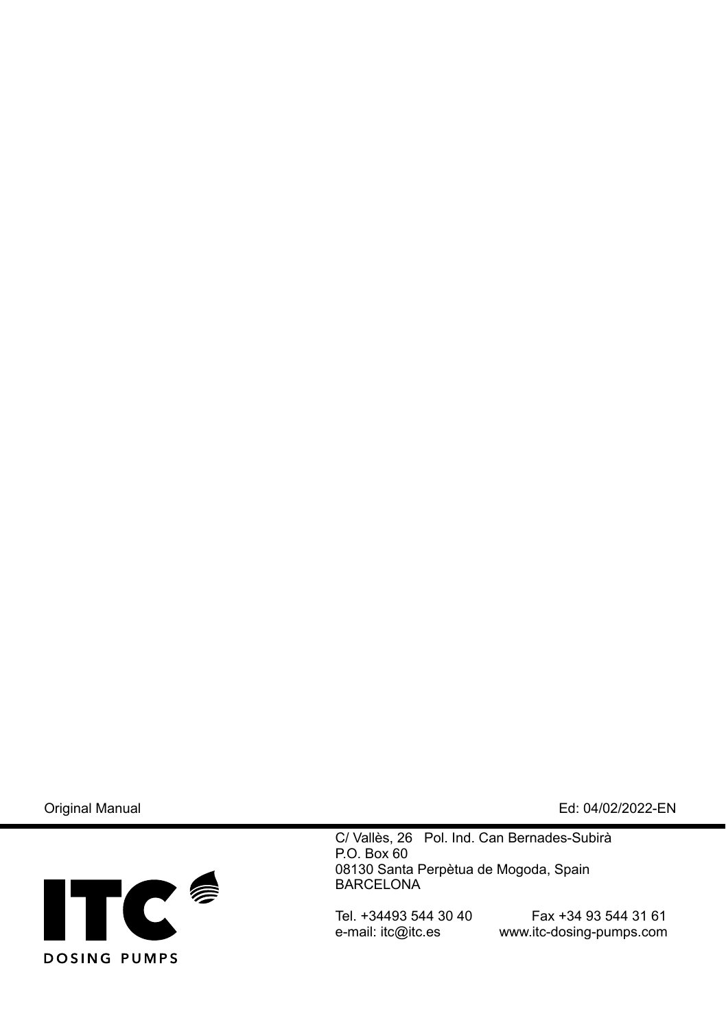Original Manual

Ed: 04/02/2022-EN

ITC

DOSING PUMPS

C/ Vallès, 26 Pol. Ind. Can Bernades-Subirà
P.O. Box 60
08130 Santa Perpètua de Mogoda, Spain
BARCELONA

Tel. +34493 544 30 40 Fax +34 93 544 31 61
e-mail: itc@itc.es www.itc-dosing-pumps.com